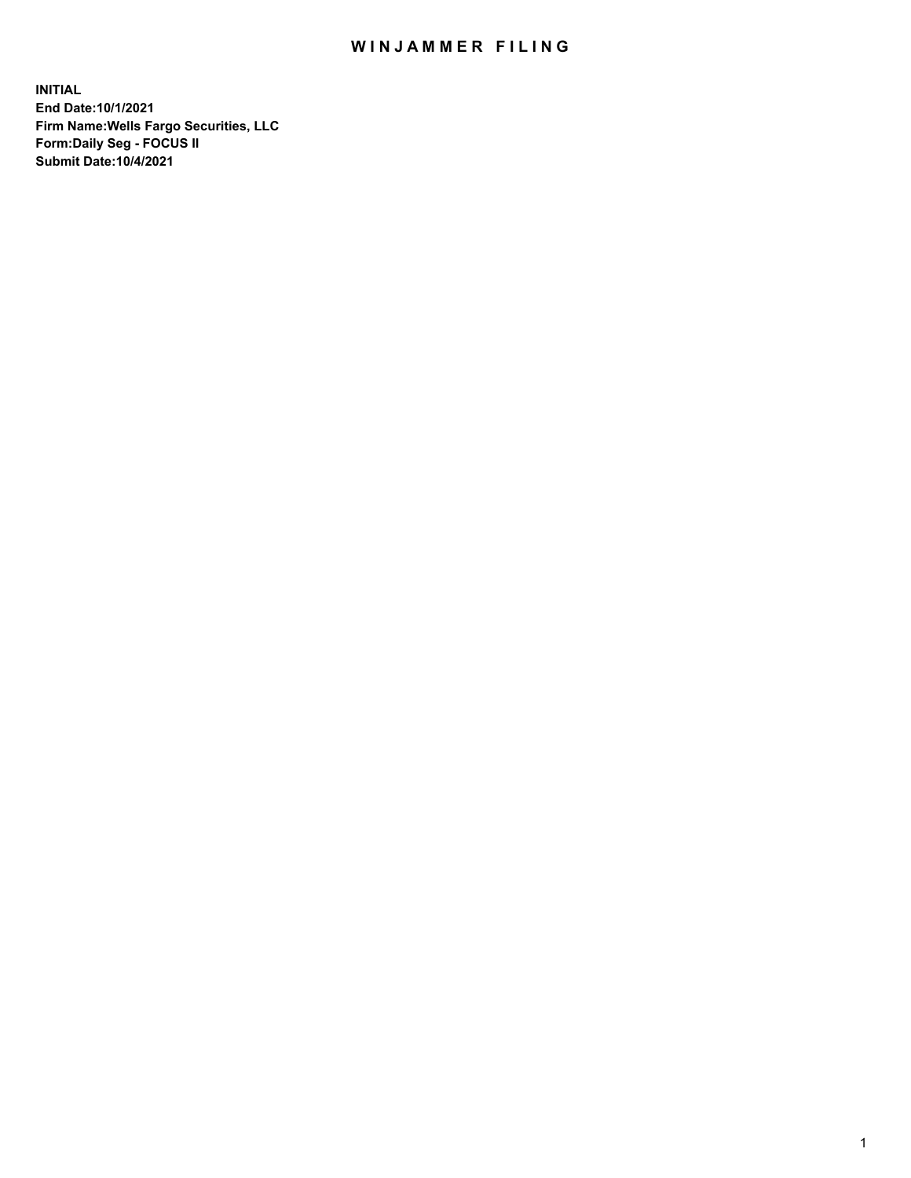# WINJAMMER FILING

**INITIAL**
**End Date:10/1/2021**
**Firm Name:Wells Fargo Securities, LLC**
**Form:Daily Seg - FOCUS II**
**Submit Date:10/4/2021**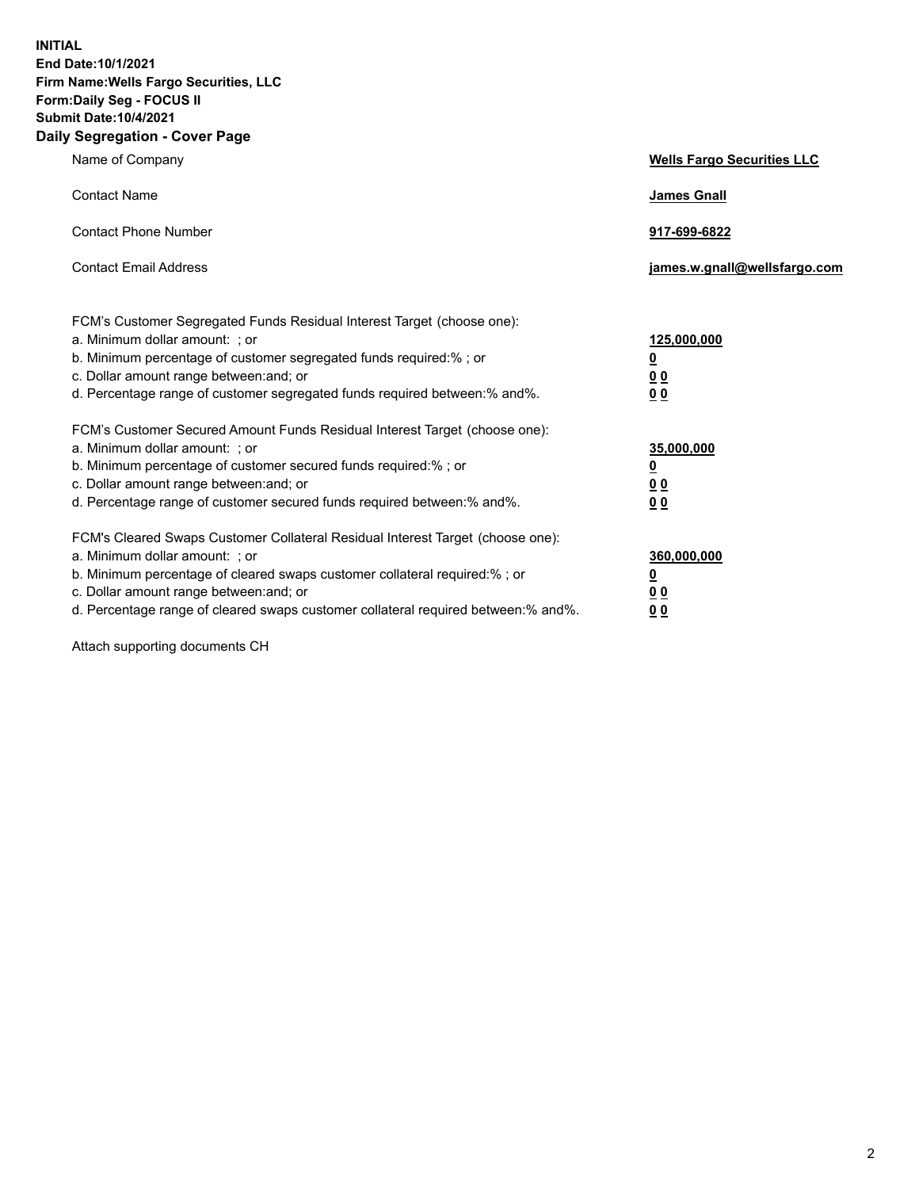**INITIAL**
**End Date:10/1/2021**
**Firm Name:Wells Fargo Securities, LLC**
**Form:Daily Seg - FOCUS II**
**Submit Date:10/4/2021**

## Daily Segregation - Cover Page

| | |
|---|---|
| Name of Company | **Wells Fargo Securities LLC** |
| Contact Name | **James Gnall** |
| Contact Phone Number | **917-699-6822** |
| Contact Email Address | **james.w.gnall@wellsfargo.com** |

FCM's Customer Segregated Funds Residual Interest Target (choose one):

| | |
|---|---|
| a. Minimum dollar amount: ; or | **125,000,000** |
| b. Minimum percentage of customer segregated funds required:% ; or | **0** |
| c. Dollar amount range between:and; or | **0 0** |
| d. Percentage range of customer segregated funds required between:% and%. | **0 0** |

FCM's Customer Secured Amount Funds Residual Interest Target (choose one):

| | |
|---|---|
| a. Minimum dollar amount: ; or | **35,000,000** |
| b. Minimum percentage of customer secured funds required:% ; or | **0** |
| c. Dollar amount range between:and; or | **0 0** |
| d. Percentage range of customer secured funds required between:% and%. | **0 0** |

FCM's Cleared Swaps Customer Collateral Residual Interest Target (choose one):

| | |
|---|---|
| a. Minimum dollar amount: ; or | **360,000,000** |
| b. Minimum percentage of cleared swaps customer collateral required:% ; or | **0** |
| c. Dollar amount range between:and; or | **0 0** |
| d. Percentage range of cleared swaps customer collateral required between:% and%. | **0 0** |

Attach supporting documents CH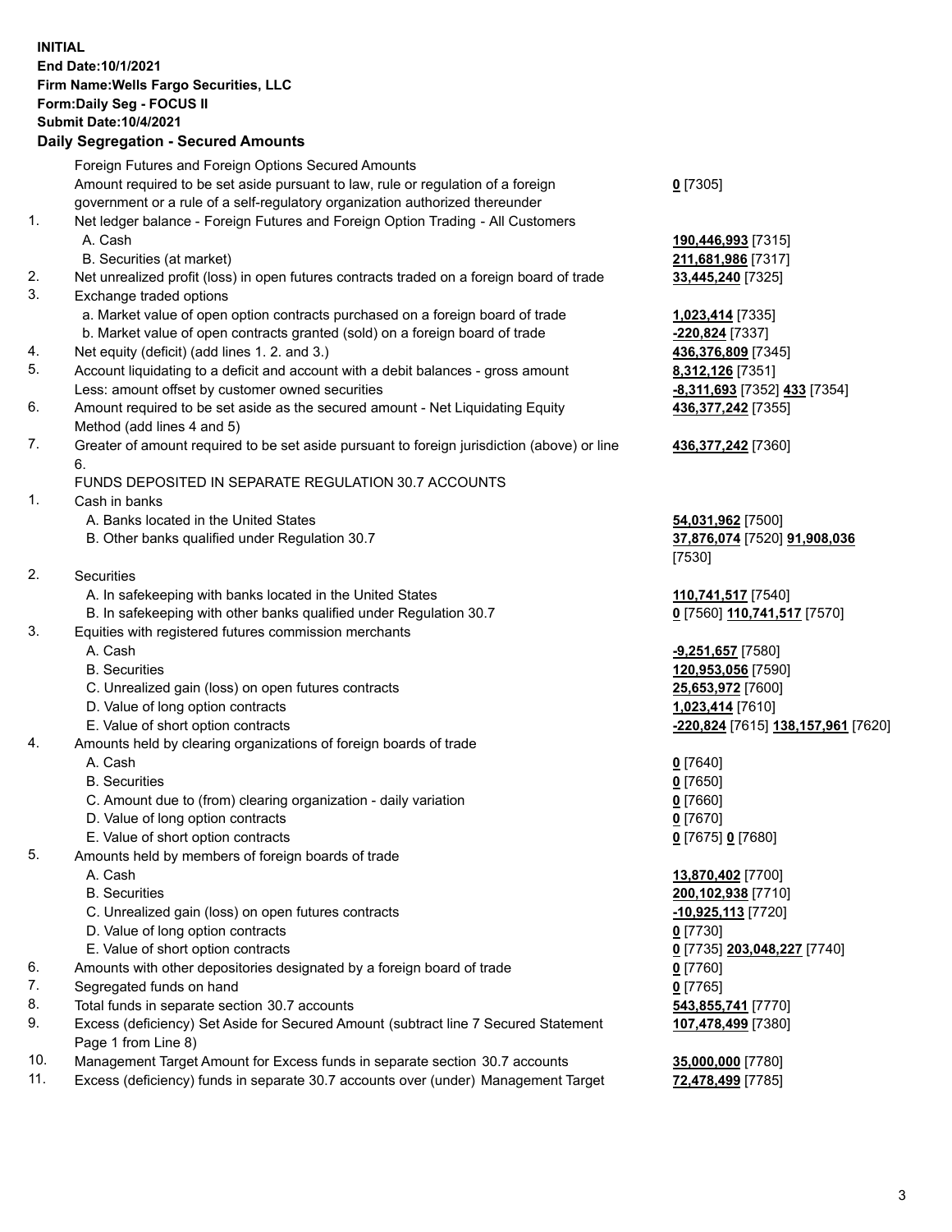**INITIAL**
**End Date:10/1/2021**
**Firm Name:Wells Fargo Securities, LLC**
**Form:Daily Seg - FOCUS II**
**Submit Date:10/4/2021**

**Daily Segregation - Secured Amounts**

| | | |
|---|---|---|
| | Foreign Futures and Foreign Options Secured Amounts | |
| | Amount required to be set aside pursuant to law, rule or regulation of a foreign government or a rule of a self-regulatory organization authorized thereunder | **0** [7305] |
| 1. | Net ledger balance - Foreign Futures and Foreign Option Trading - All Customers | |
| | A. Cash | **190,446,993** [7315] |
| | B. Securities (at market) | **211,681,986** [7317] |
| 2. | Net unrealized profit (loss) in open futures contracts traded on a foreign board of trade | **33,445,240** [7325] |
| 3. | Exchange traded options | |
| | a. Market value of open option contracts purchased on a foreign board of trade | **1,023,414** [7335] |
| | b. Market value of open contracts granted (sold) on a foreign board of trade | **-220,824** [7337] |
| 4. | Net equity (deficit) (add lines 1. 2. and 3.) | **436,376,809** [7345] |
| 5. | Account liquidating to a deficit and account with a debit balances - gross amount | **8,312,126** [7351] |
| | Less: amount offset by customer owned securities | **-8,311,693** [7352] **433** [7354] |
| 6. | Amount required to be set aside as the secured amount - Net Liquidating Equity Method (add lines 4 and 5) | **436,377,242** [7355] |
| 7. | Greater of amount required to be set aside pursuant to foreign jurisdiction (above) or line 6. | **436,377,242** [7360] |
| | FUNDS DEPOSITED IN SEPARATE REGULATION 30.7 ACCOUNTS | |
| 1. | Cash in banks | |
| | A. Banks located in the United States | **54,031,962** [7500] |
| | B. Other banks qualified under Regulation 30.7 | **37,876,074** [7520] **91,908,036** [7530] |
| 2. | Securities | |
| | A. In safekeeping with banks located in the United States | **110,741,517** [7540] |
| | B. In safekeeping with other banks qualified under Regulation 30.7 | **0** [7560] **110,741,517** [7570] |
| 3. | Equities with registered futures commission merchants | |
| | A. Cash | **-9,251,657** [7580] |
| | B. Securities | **120,953,056** [7590] |
| | C. Unrealized gain (loss) on open futures contracts | **25,653,972** [7600] |
| | D. Value of long option contracts | **1,023,414** [7610] |
| | E. Value of short option contracts | **-220,824** [7615] **138,157,961** [7620] |
| 4. | Amounts held by clearing organizations of foreign boards of trade | |
| | A. Cash | **0** [7640] |
| | B. Securities | **0** [7650] |
| | C. Amount due to (from) clearing organization - daily variation | **0** [7660] |
| | D. Value of long option contracts | **0** [7670] |
| | E. Value of short option contracts | **0** [7675] **0** [7680] |
| 5. | Amounts held by members of foreign boards of trade | |
| | A. Cash | **13,870,402** [7700] |
| | B. Securities | **200,102,938** [7710] |
| | C. Unrealized gain (loss) on open futures contracts | **-10,925,113** [7720] |
| | D. Value of long option contracts | **0** [7730] |
| | E. Value of short option contracts | **0** [7735] **203,048,227** [7740] |
| 6. | Amounts with other depositories designated by a foreign board of trade | **0** [7760] |
| 7. | Segregated funds on hand | **0** [7765] |
| 8. | Total funds in separate section 30.7 accounts | **543,855,741** [7770] |
| 9. | Excess (deficiency) Set Aside for Secured Amount (subtract line 7 Secured Statement Page 1 from Line 8) | **107,478,499** [7380] |
| 10. | Management Target Amount for Excess funds in separate section 30.7 accounts | **35,000,000** [7780] |
| 11. | Excess (deficiency) funds in separate 30.7 accounts over (under) Management Target | **72,478,499** [7785] |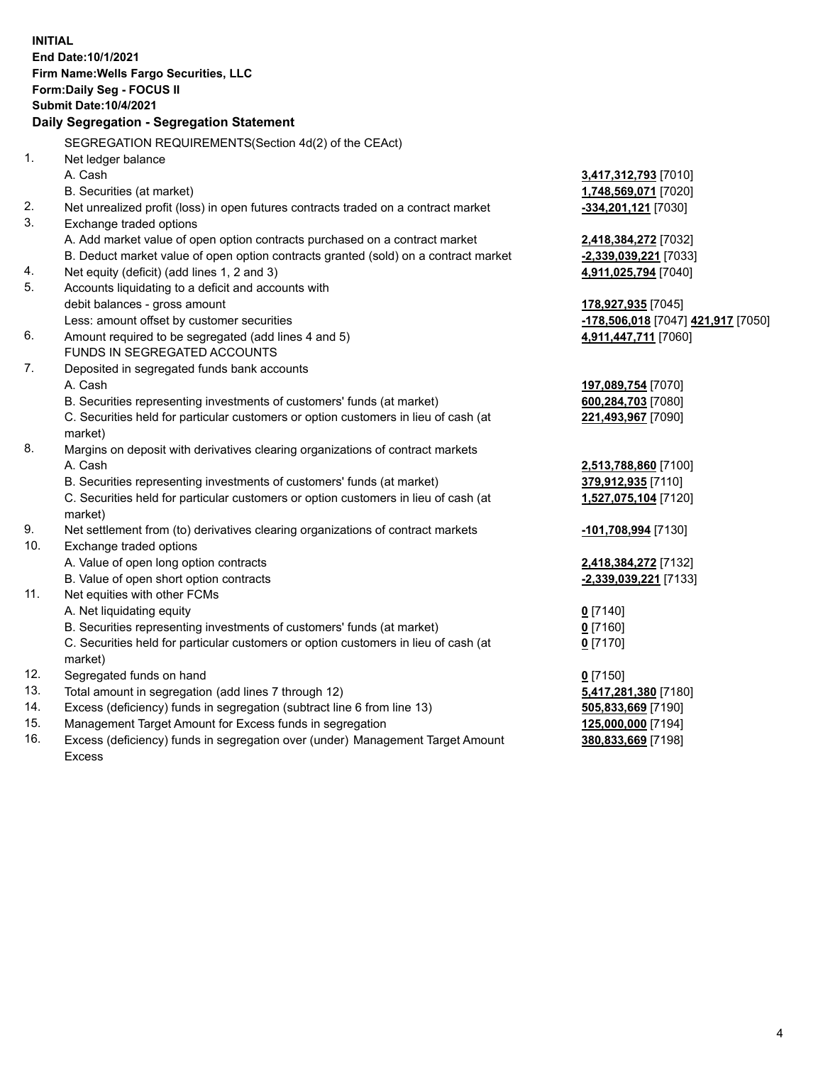**INITIAL**
**End Date:10/1/2021**
**Firm Name:Wells Fargo Securities, LLC**
**Form:Daily Seg - FOCUS II**
**Submit Date:10/4/2021**

**Daily Segregation - Segregation Statement**

| | | |
|---|---|---|
| | SEGREGATION REQUIREMENTS(Section 4d(2) of the CEAct) | |
| 1. | Net ledger balance | |
| | A. Cash | **3,417,312,793** [7010] |
| | B. Securities (at market) | **1,748,569,071** [7020] |
| 2. | Net unrealized profit (loss) in open futures contracts traded on a contract market | **-334,201,121** [7030] |
| 3. | Exchange traded options | |
| | A. Add market value of open option contracts purchased on a contract market | **2,418,384,272** [7032] |
| | B. Deduct market value of open option contracts granted (sold) on a contract market | **-2,339,039,221** [7033] |
| 4. | Net equity (deficit) (add lines 1, 2 and 3) | **4,911,025,794** [7040] |
| 5. | Accounts liquidating to a deficit and accounts with | |
| | debit balances - gross amount | **178,927,935** [7045] |
| | Less: amount offset by customer securities | **-178,506,018** [7047] **421,917** [7050] |
| 6. | Amount required to be segregated (add lines 4 and 5) | **4,911,447,711** [7060] |
| | FUNDS IN SEGREGATED ACCOUNTS | |
| 7. | Deposited in segregated funds bank accounts | |
| | A. Cash | **197,089,754** [7070] |
| | B. Securities representing investments of customers' funds (at market) | **600,284,703** [7080] |
| | C. Securities held for particular customers or option customers in lieu of cash (at market) | **221,493,967** [7090] |
| 8. | Margins on deposit with derivatives clearing organizations of contract markets | |
| | A. Cash | **2,513,788,860** [7100] |
| | B. Securities representing investments of customers' funds (at market) | **379,912,935** [7110] |
| | C. Securities held for particular customers or option customers in lieu of cash (at market) | **1,527,075,104** [7120] |
| 9. | Net settlement from (to) derivatives clearing organizations of contract markets | **-101,708,994** [7130] |
| 10. | Exchange traded options | |
| | A. Value of open long option contracts | **2,418,384,272** [7132] |
| | B. Value of open short option contracts | **-2,339,039,221** [7133] |
| 11. | Net equities with other FCMs | |
| | A. Net liquidating equity | **0** [7140] |
| | B. Securities representing investments of customers' funds (at market) | **0** [7160] |
| | C. Securities held for particular customers or option customers in lieu of cash (at market) | **0** [7170] |
| 12. | Segregated funds on hand | **0** [7150] |
| 13. | Total amount in segregation (add lines 7 through 12) | **5,417,281,380** [7180] |
| 14. | Excess (deficiency) funds in segregation (subtract line 6 from line 13) | **505,833,669** [7190] |
| 15. | Management Target Amount for Excess funds in segregation | **125,000,000** [7194] |
| 16. | Excess (deficiency) funds in segregation over (under) Management Target Amount Excess | **380,833,669** [7198] |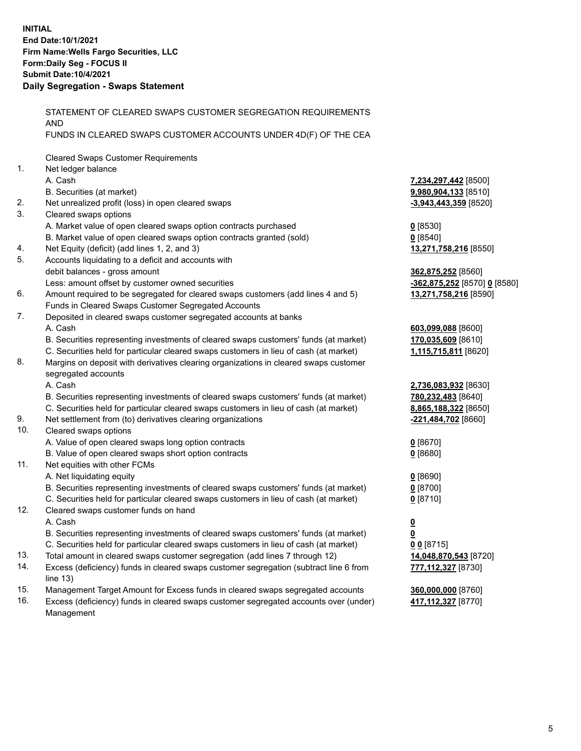**INITIAL**
**End Date:10/1/2021**
**Firm Name:Wells Fargo Securities, LLC**
**Form:Daily Seg - FOCUS II**
**Submit Date:10/4/2021**
**Daily Segregation - Swaps Statement**

STATEMENT OF CLEARED SWAPS CUSTOMER SEGREGATION REQUIREMENTS AND FUNDS IN CLEARED SWAPS CUSTOMER ACCOUNTS UNDER 4D(F) OF THE CEA

| | | |
|---|---|---|
| | Cleared Swaps Customer Requirements | |
| 1. | Net ledger balance | |
| | A. Cash | **7,234,297,442** [8500] |
| | B. Securities (at market) | **9,980,904,133** [8510] |
| 2. | Net unrealized profit (loss) in open cleared swaps | **-3,943,443,359** [8520] |
| 3. | Cleared swaps options | |
| | A. Market value of open cleared swaps option contracts purchased | **0** [8530] |
| | B. Market value of open cleared swaps option contracts granted (sold) | **0** [8540] |
| 4. | Net Equity (deficit) (add lines 1, 2, and 3) | **13,271,758,216** [8550] |
| 5. | Accounts liquidating to a deficit and accounts with debit balances - gross amount | **362,875,252** [8560] |
| | Less: amount offset by customer owned securities | **-362,875,252** [8570] **0** [8580] |
| 6. | Amount required to be segregated for cleared swaps customers (add lines 4 and 5) | **13,271,758,216** [8590] |
| | Funds in Cleared Swaps Customer Segregated Accounts | |
| 7. | Deposited in cleared swaps customer segregated accounts at banks | |
| | A. Cash | **603,099,088** [8600] |
| | B. Securities representing investments of cleared swaps customers' funds (at market) | **170,035,609** [8610] |
| | C. Securities held for particular cleared swaps customers in lieu of cash (at market) | **1,115,715,811** [8620] |
| 8. | Margins on deposit with derivatives clearing organizations in cleared swaps customer segregated accounts | |
| | A. Cash | **2,736,083,932** [8630] |
| | B. Securities representing investments of cleared swaps customers' funds (at market) | **780,232,483** [8640] |
| | C. Securities held for particular cleared swaps customers in lieu of cash (at market) | **8,865,188,322** [8650] |
| 9. | Net settlement from (to) derivatives clearing organizations | **-221,484,702** [8660] |
| 10. | Cleared swaps options | |
| | A. Value of open cleared swaps long option contracts | **0** [8670] |
| | B. Value of open cleared swaps short option contracts | **0** [8680] |
| 11. | Net equities with other FCMs | |
| | A. Net liquidating equity | **0** [8690] |
| | B. Securities representing investments of cleared swaps customers' funds (at market) | **0** [8700] |
| | C. Securities held for particular cleared swaps customers in lieu of cash (at market) | **0** [8710] |
| 12. | Cleared swaps customer funds on hand | |
| | A. Cash | **0** |
| | B. Securities representing investments of cleared swaps customers' funds (at market) | **0** |
| | C. Securities held for particular cleared swaps customers in lieu of cash (at market) | **0** **0** [8715] |
| 13. | Total amount in cleared swaps customer segregation (add lines 7 through 12) | **14,048,870,543** [8720] |
| 14. | Excess (deficiency) funds in cleared swaps customer segregation (subtract line 6 from line 13) | **777,112,327** [8730] |
| 15. | Management Target Amount for Excess funds in cleared swaps segregated accounts | **360,000,000** [8760] |
| 16. | Excess (deficiency) funds in cleared swaps customer segregated accounts over (under) Management | **417,112,327** [8770] |